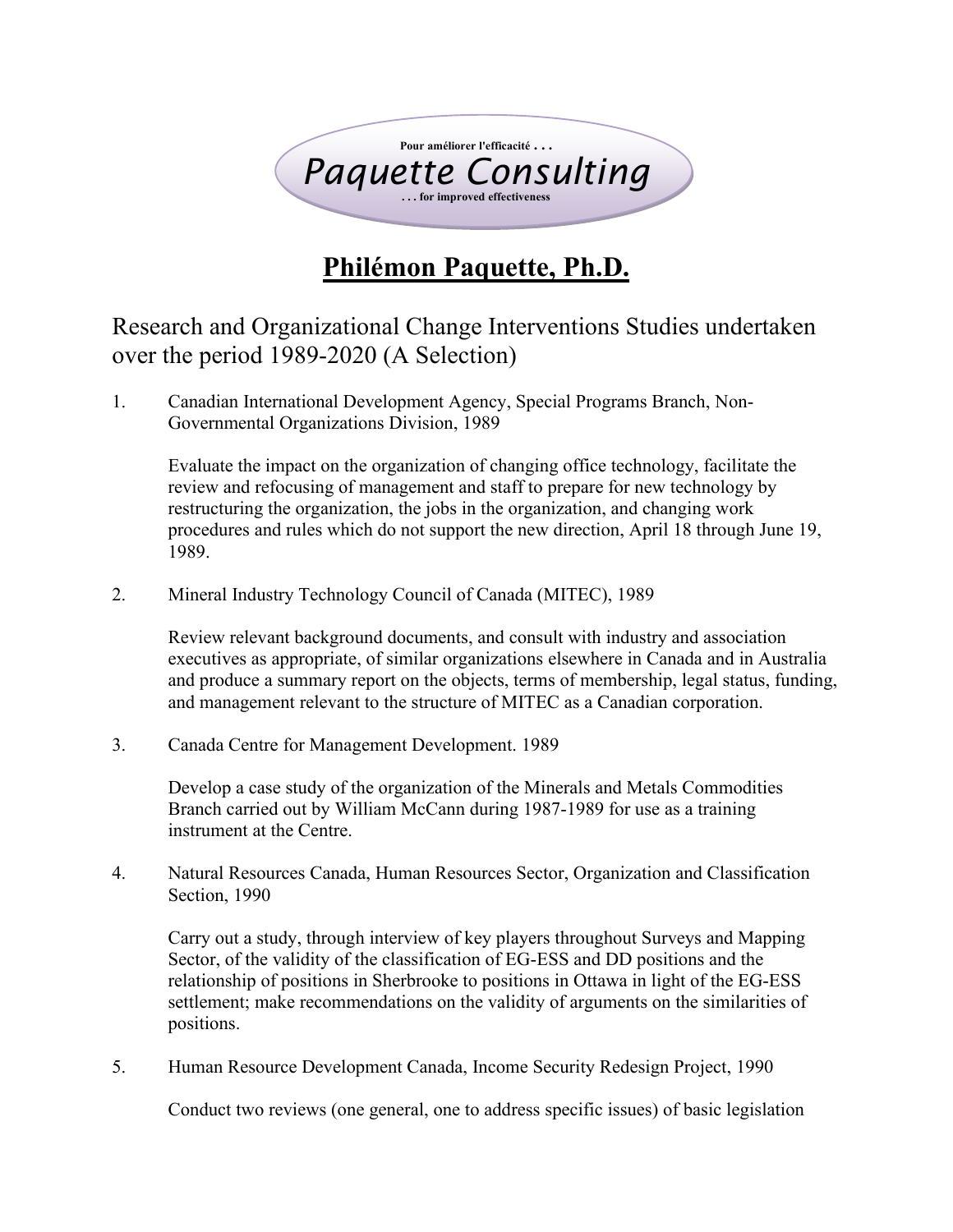Pour améliorer l'efficacité . . .

*Paquette Consulting*

. . . for improved effectiveness

# Philémon Paquette, Ph.D.

## Research and Organizational Change Interventions Studies undertaken over the period 1989-2020 (A Selection)

1. Canadian International Development Agency, Special Programs Branch, Non-Governmental Organizations Division, 1989

   Evaluate the impact on the organization of changing office technology, facilitate the review and refocusing of management and staff to prepare for new technology by restructuring the organization, the jobs in the organization, and changing work procedures and rules which do not support the new direction, April 18 through June 19, 1989.

2. Mineral Industry Technology Council of Canada (MITEC), 1989

   Review relevant background documents, and consult with industry and association executives as appropriate, of similar organizations elsewhere in Canada and in Australia and produce a summary report on the objects, terms of membership, legal status, funding, and management relevant to the structure of MITEC as a Canadian corporation.

3. Canada Centre for Management Development. 1989

   Develop a case study of the organization of the Minerals and Metals Commodities Branch carried out by William McCann during 1987-1989 for use as a training instrument at the Centre.

4. Natural Resources Canada, Human Resources Sector, Organization and Classification Section, 1990

   Carry out a study, through interview of key players throughout Surveys and Mapping Sector, of the validity of the classification of EG-ESS and DD positions and the relationship of positions in Sherbrooke to positions in Ottawa in light of the EG-ESS settlement; make recommendations on the validity of arguments on the similarities of positions.

5. Human Resource Development Canada, Income Security Redesign Project, 1990

   Conduct two reviews (one general, one to address specific issues) of basic legislation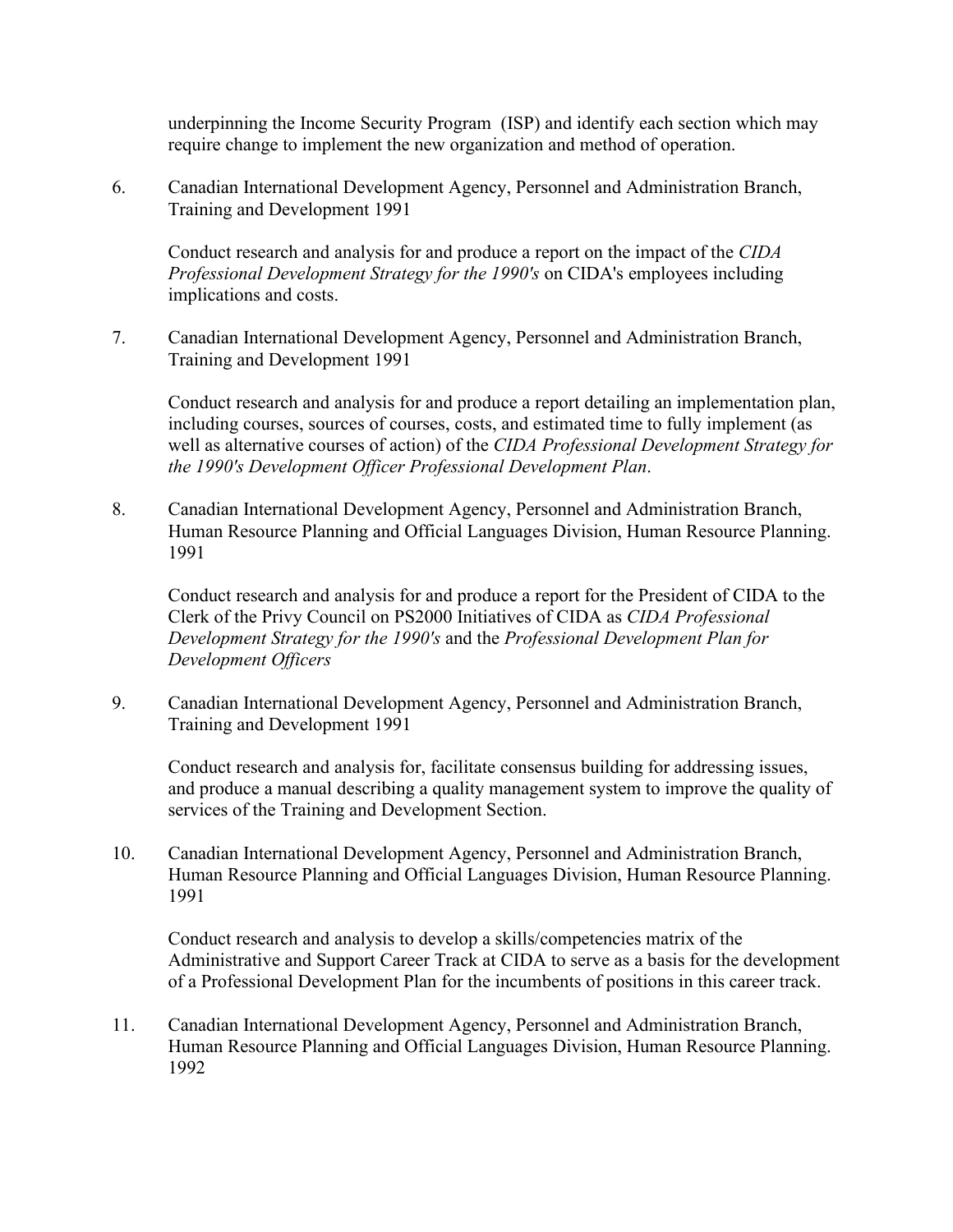underpinning the Income Security Program (ISP) and identify each section which may require change to implement the new organization and method of operation.

6. Canadian International Development Agency, Personnel and Administration Branch, Training and Development 1991

   Conduct research and analysis for and produce a report on the impact of the *CIDA Professional Development Strategy for the 1990's* on CIDA's employees including implications and costs.

7. Canadian International Development Agency, Personnel and Administration Branch, Training and Development 1991

   Conduct research and analysis for and produce a report detailing an implementation plan, including courses, sources of courses, costs, and estimated time to fully implement (as well as alternative courses of action) of the *CIDA Professional Development Strategy for the 1990's Development Officer Professional Development Plan*.

8. Canadian International Development Agency, Personnel and Administration Branch, Human Resource Planning and Official Languages Division, Human Resource Planning. 1991

   Conduct research and analysis for and produce a report for the President of CIDA to the Clerk of the Privy Council on PS2000 Initiatives of CIDA as *CIDA Professional Development Strategy for the 1990's* and the *Professional Development Plan for Development Officers*

9. Canadian International Development Agency, Personnel and Administration Branch, Training and Development 1991

   Conduct research and analysis for, facilitate consensus building for addressing issues, and produce a manual describing a quality management system to improve the quality of services of the Training and Development Section.

10. Canadian International Development Agency, Personnel and Administration Branch, Human Resource Planning and Official Languages Division, Human Resource Planning. 1991

    Conduct research and analysis to develop a skills/competencies matrix of the Administrative and Support Career Track at CIDA to serve as a basis for the development of a Professional Development Plan for the incumbents of positions in this career track.

11. Canadian International Development Agency, Personnel and Administration Branch, Human Resource Planning and Official Languages Division, Human Resource Planning. 1992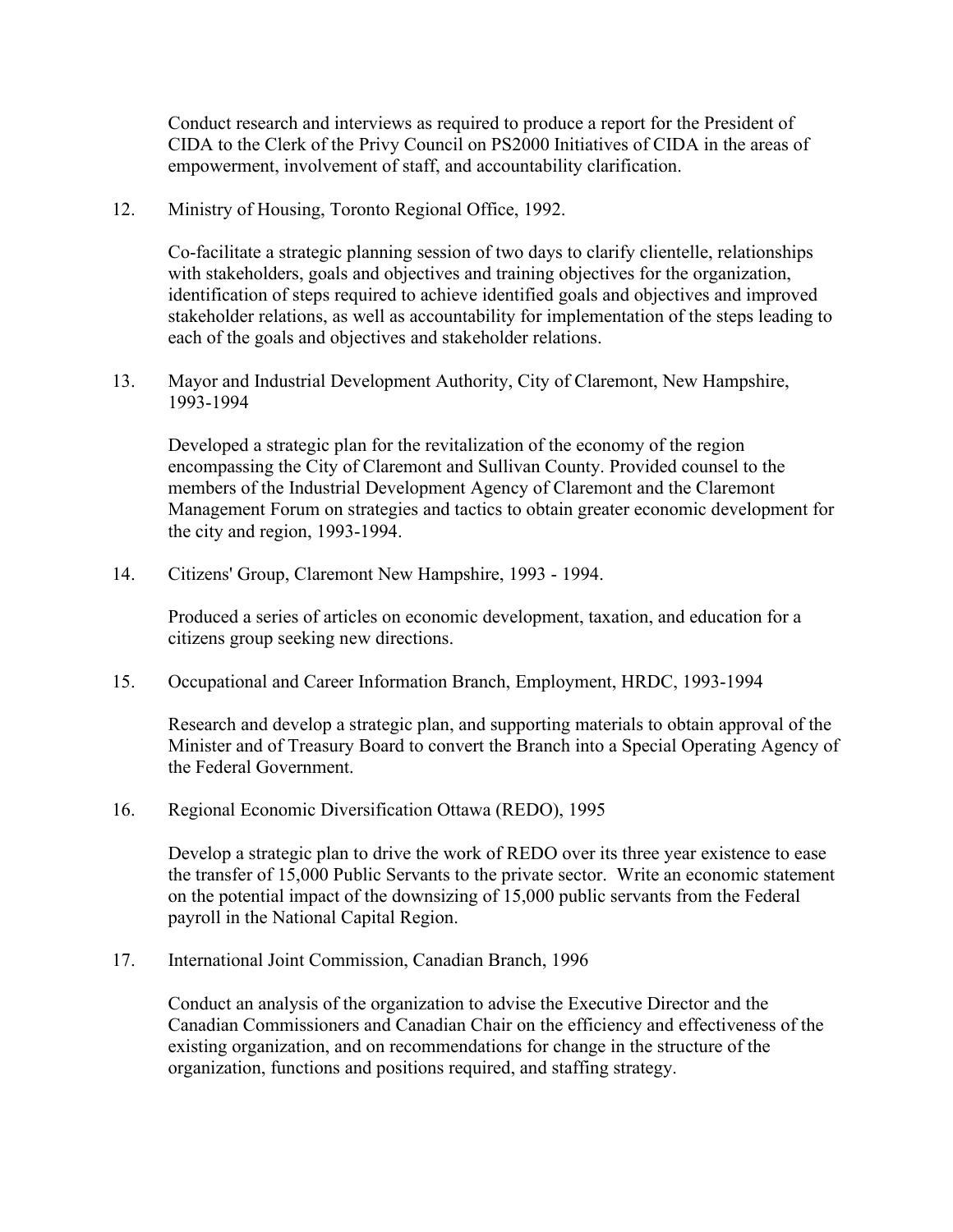Conduct research and interviews as required to produce a report for the President of CIDA to the Clerk of the Privy Council on PS2000 Initiatives of CIDA in the areas of empowerment, involvement of staff, and accountability clarification.

12. Ministry of Housing, Toronto Regional Office, 1992.

    Co-facilitate a strategic planning session of two days to clarify clientelle, relationships with stakeholders, goals and objectives and training objectives for the organization, identification of steps required to achieve identified goals and objectives and improved stakeholder relations, as well as accountability for implementation of the steps leading to each of the goals and objectives and stakeholder relations.

13. Mayor and Industrial Development Authority, City of Claremont, New Hampshire, 1993-1994

    Developed a strategic plan for the revitalization of the economy of the region encompassing the City of Claremont and Sullivan County. Provided counsel to the members of the Industrial Development Agency of Claremont and the Claremont Management Forum on strategies and tactics to obtain greater economic development for the city and region, 1993-1994.

14. Citizens' Group, Claremont New Hampshire, 1993 - 1994.

    Produced a series of articles on economic development, taxation, and education for a citizens group seeking new directions.

15. Occupational and Career Information Branch, Employment, HRDC, 1993-1994

    Research and develop a strategic plan, and supporting materials to obtain approval of the Minister and of Treasury Board to convert the Branch into a Special Operating Agency of the Federal Government.

16. Regional Economic Diversification Ottawa (REDO), 1995

    Develop a strategic plan to drive the work of REDO over its three year existence to ease the transfer of 15,000 Public Servants to the private sector. Write an economic statement on the potential impact of the downsizing of 15,000 public servants from the Federal payroll in the National Capital Region.

17. International Joint Commission, Canadian Branch, 1996

    Conduct an analysis of the organization to advise the Executive Director and the Canadian Commissioners and Canadian Chair on the efficiency and effectiveness of the existing organization, and on recommendations for change in the structure of the organization, functions and positions required, and staffing strategy.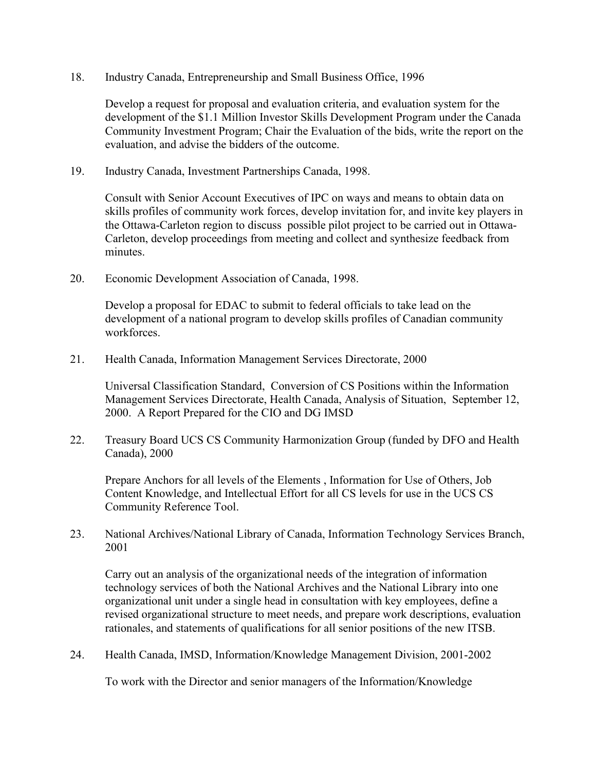18. Industry Canada, Entrepreneurship and Small Business Office, 1996

    Develop a request for proposal and evaluation criteria, and evaluation system for the development of the $1.1 Million Investor Skills Development Program under the Canada Community Investment Program; Chair the Evaluation of the bids, write the report on the evaluation, and advise the bidders of the outcome.

19. Industry Canada, Investment Partnerships Canada, 1998.

    Consult with Senior Account Executives of IPC on ways and means to obtain data on skills profiles of community work forces, develop invitation for, and invite key players in the Ottawa-Carleton region to discuss possible pilot project to be carried out in Ottawa-Carleton, develop proceedings from meeting and collect and synthesize feedback from minutes.

20. Economic Development Association of Canada, 1998.

    Develop a proposal for EDAC to submit to federal officials to take lead on the development of a national program to develop skills profiles of Canadian community workforces.

21. Health Canada, Information Management Services Directorate, 2000

    Universal Classification Standard, Conversion of CS Positions within the Information Management Services Directorate, Health Canada, Analysis of Situation, September 12, 2000. A Report Prepared for the CIO and DG IMSD

22. Treasury Board UCS CS Community Harmonization Group (funded by DFO and Health Canada), 2000

    Prepare Anchors for all levels of the Elements , Information for Use of Others, Job Content Knowledge, and Intellectual Effort for all CS levels for use in the UCS CS Community Reference Tool.

23. National Archives/National Library of Canada, Information Technology Services Branch, 2001

    Carry out an analysis of the organizational needs of the integration of information technology services of both the National Archives and the National Library into one organizational unit under a single head in consultation with key employees, define a revised organizational structure to meet needs, and prepare work descriptions, evaluation rationales, and statements of qualifications for all senior positions of the new ITSB.

24. Health Canada, IMSD, Information/Knowledge Management Division, 2001-2002

    To work with the Director and senior managers of the Information/Knowledge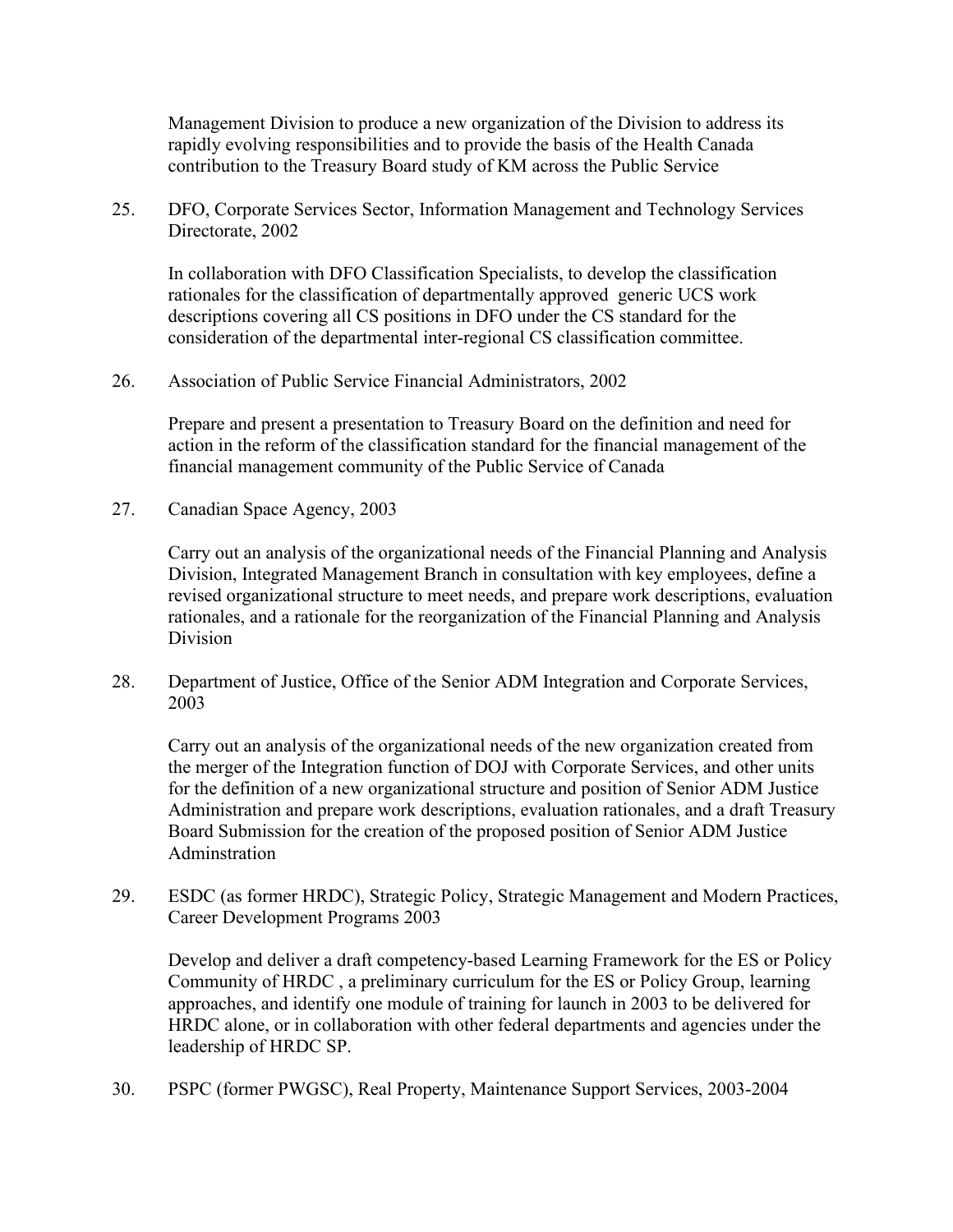Management Division to produce a new organization of the Division to address its rapidly evolving responsibilities and to provide the basis of the Health Canada contribution to the Treasury Board study of KM across the Public Service

25. DFO, Corporate Services Sector, Information Management and Technology Services Directorate, 2002

    In collaboration with DFO Classification Specialists, to develop the classification rationales for the classification of departmentally approved generic UCS work descriptions covering all CS positions in DFO under the CS standard for the consideration of the departmental inter-regional CS classification committee.

26. Association of Public Service Financial Administrators, 2002

    Prepare and present a presentation to Treasury Board on the definition and need for action in the reform of the classification standard for the financial management of the financial management community of the Public Service of Canada

27. Canadian Space Agency, 2003

    Carry out an analysis of the organizational needs of the Financial Planning and Analysis Division, Integrated Management Branch in consultation with key employees, define a revised organizational structure to meet needs, and prepare work descriptions, evaluation rationales, and a rationale for the reorganization of the Financial Planning and Analysis Division

28. Department of Justice, Office of the Senior ADM Integration and Corporate Services, 2003

    Carry out an analysis of the organizational needs of the new organization created from the merger of the Integration function of DOJ with Corporate Services, and other units for the definition of a new organizational structure and position of Senior ADM Justice Administration and prepare work descriptions, evaluation rationales, and a draft Treasury Board Submission for the creation of the proposed position of Senior ADM Justice Adminstration

29. ESDC (as former HRDC), Strategic Policy, Strategic Management and Modern Practices, Career Development Programs 2003

    Develop and deliver a draft competency-based Learning Framework for the ES or Policy Community of HRDC , a preliminary curriculum for the ES or Policy Group, learning approaches, and identify one module of training for launch in 2003 to be delivered for HRDC alone, or in collaboration with other federal departments and agencies under the leadership of HRDC SP.

30. PSPC (former PWGSC), Real Property, Maintenance Support Services, 2003-2004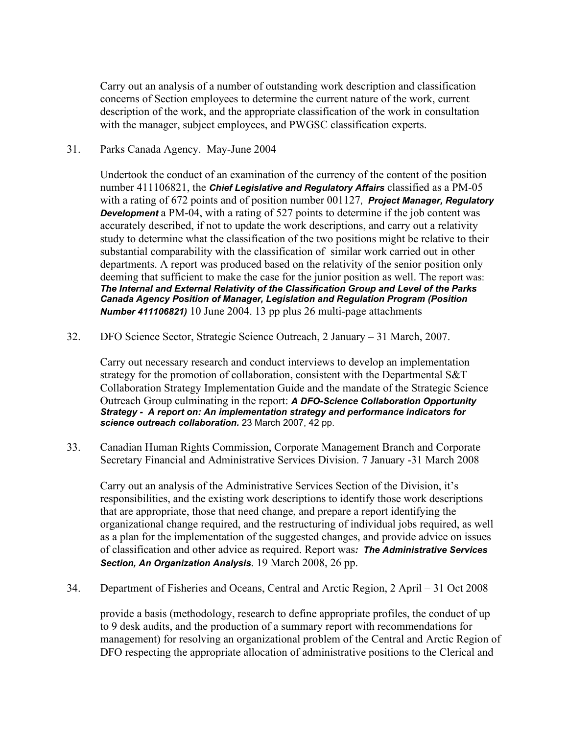Carry out an analysis of a number of outstanding work description and classification concerns of Section employees to determine the current nature of the work, current description of the work, and the appropriate classification of the work in consultation with the manager, subject employees, and PWGSC classification experts.

31. Parks Canada Agency. May-June 2004

    Undertook the conduct of an examination of the currency of the content of the position number 411106821, the ***Chief Legislative and Regulatory Affairs*** classified as a PM-05 with a rating of 672 points and of position number 001127, ***Project Manager, Regulatory Development*** a PM-04, with a rating of 527 points to determine if the job content was accurately described, if not to update the work descriptions, and carry out a relativity study to determine what the classification of the two positions might be relative to their substantial comparability with the classification of similar work carried out in other departments. A report was produced based on the relativity of the senior position only deeming that sufficient to make the case for the junior position as well. The report was: ***The Internal and External Relativity of the Classification Group and Level of the Parks Canada Agency Position of Manager, Legislation and Regulation Program (Position Number 411106821)*** 10 June 2004. 13 pp plus 26 multi-page attachments

32. DFO Science Sector, Strategic Science Outreach, 2 January – 31 March, 2007.

    Carry out necessary research and conduct interviews to develop an implementation strategy for the promotion of collaboration, consistent with the Departmental S&T Collaboration Strategy Implementation Guide and the mandate of the Strategic Science Outreach Group culminating in the report: ***A DFO-Science Collaboration Opportunity Strategy - A report on: An implementation strategy and performance indicators for science outreach collaboration.*** 23 March 2007, 42 pp.

33. Canadian Human Rights Commission, Corporate Management Branch and Corporate Secretary Financial and Administrative Services Division. 7 January -31 March 2008

    Carry out an analysis of the Administrative Services Section of the Division, it's responsibilities, and the existing work descriptions to identify those work descriptions that are appropriate, those that need change, and prepare a report identifying the organizational change required, and the restructuring of individual jobs required, as well as a plan for the implementation of the suggested changes, and provide advice on issues of classification and other advice as required. Report was***: The Administrative Services Section, An Organization Analysis***. 19 March 2008, 26 pp.

34. Department of Fisheries and Oceans, Central and Arctic Region, 2 April – 31 Oct 2008

    provide a basis (methodology, research to define appropriate profiles, the conduct of up to 9 desk audits, and the production of a summary report with recommendations for management) for resolving an organizational problem of the Central and Arctic Region of DFO respecting the appropriate allocation of administrative positions to the Clerical and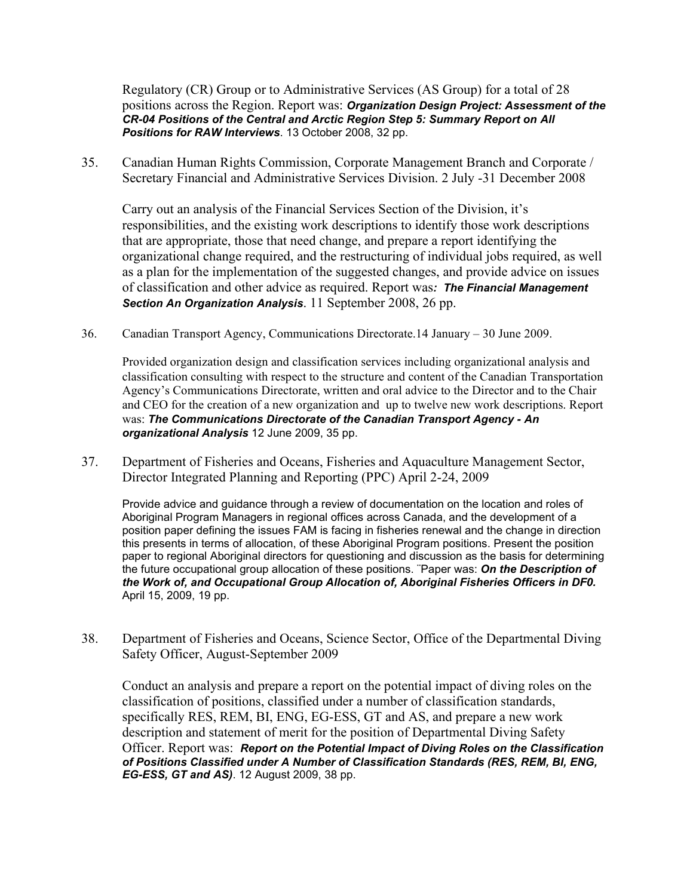Regulatory (CR) Group or to Administrative Services (AS Group) for a total of 28 positions across the Region. Report was: ***Organization Design Project: Assessment of the CR-04 Positions of the Central and Arctic Region Step 5: Summary Report on All Positions for RAW Interviews***. 13 October 2008, 32 pp.

35. Canadian Human Rights Commission, Corporate Management Branch and Corporate / Secretary Financial and Administrative Services Division. 2 July -31 December 2008

    Carry out an analysis of the Financial Services Section of the Division, it's responsibilities, and the existing work descriptions to identify those work descriptions that are appropriate, those that need change, and prepare a report identifying the organizational change required, and the restructuring of individual jobs required, as well as a plan for the implementation of the suggested changes, and provide advice on issues of classification and other advice as required. Report was***: The Financial Management Section An Organization Analysis***. 11 September 2008, 26 pp.

36. Canadian Transport Agency, Communications Directorate.14 January – 30 June 2009.

    Provided organization design and classification services including organizational analysis and classification consulting with respect to the structure and content of the Canadian Transportation Agency's Communications Directorate, written and oral advice to the Director and to the Chair and CEO for the creation of a new organization and up to twelve new work descriptions. Report was: ***The Communications Directorate of the Canadian Transport Agency - An organizational Analysis*** 12 June 2009, 35 pp.

37. Department of Fisheries and Oceans, Fisheries and Aquaculture Management Sector, Director Integrated Planning and Reporting (PPC) April 2-24, 2009

    Provide advice and guidance through a review of documentation on the location and roles of Aboriginal Program Managers in regional offices across Canada, and the development of a position paper defining the issues FAM is facing in fisheries renewal and the change in direction this presents in terms of allocation, of these Aboriginal Program positions. Present the position paper to regional Aboriginal directors for questioning and discussion as the basis for determining the future occupational group allocation of these positions. ¨Paper was: ***On the Description of the Work of, and Occupational Group Allocation of, Aboriginal Fisheries Officers in DF0.*** April 15, 2009, 19 pp.

38. Department of Fisheries and Oceans, Science Sector, Office of the Departmental Diving Safety Officer, August-September 2009

    Conduct an analysis and prepare a report on the potential impact of diving roles on the classification of positions, classified under a number of classification standards, specifically RES, REM, BI, ENG, EG-ESS, GT and AS, and prepare a new work description and statement of merit for the position of Departmental Diving Safety Officer. Report was: ***Report on the Potential Impact of Diving Roles on the Classification of Positions Classified under A Number of Classification Standards (RES, REM, BI, ENG, EG-ESS, GT and AS)***. 12 August 2009, 38 pp.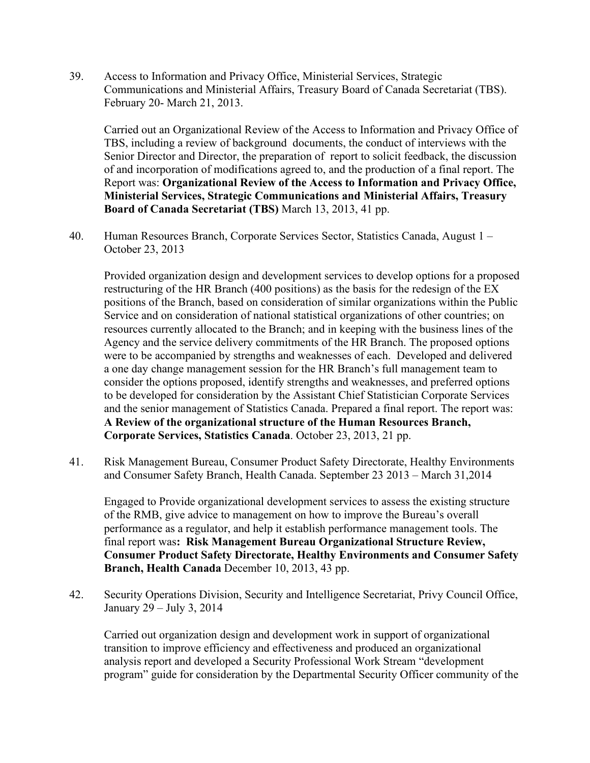39. Access to Information and Privacy Office, Ministerial Services, Strategic Communications and Ministerial Affairs, Treasury Board of Canada Secretariat (TBS). February 20- March 21, 2013.

    Carried out an Organizational Review of the Access to Information and Privacy Office of TBS, including a review of background documents, the conduct of interviews with the Senior Director and Director, the preparation of report to solicit feedback, the discussion of and incorporation of modifications agreed to, and the production of a final report. The Report was: **Organizational Review of the Access to Information and Privacy Office, Ministerial Services, Strategic Communications and Ministerial Affairs, Treasury Board of Canada Secretariat (TBS)** March 13, 2013, 41 pp.

40. Human Resources Branch, Corporate Services Sector, Statistics Canada, August 1 – October 23, 2013

    Provided organization design and development services to develop options for a proposed restructuring of the HR Branch (400 positions) as the basis for the redesign of the EX positions of the Branch, based on consideration of similar organizations within the Public Service and on consideration of national statistical organizations of other countries; on resources currently allocated to the Branch; and in keeping with the business lines of the Agency and the service delivery commitments of the HR Branch. The proposed options were to be accompanied by strengths and weaknesses of each. Developed and delivered a one day change management session for the HR Branch's full management team to consider the options proposed, identify strengths and weaknesses, and preferred options to be developed for consideration by the Assistant Chief Statistician Corporate Services and the senior management of Statistics Canada. Prepared a final report. The report was: **A Review of the organizational structure of the Human Resources Branch, Corporate Services, Statistics Canada**. October 23, 2013, 21 pp.

41. Risk Management Bureau, Consumer Product Safety Directorate, Healthy Environments and Consumer Safety Branch, Health Canada. September 23 2013 – March 31,2014

    Engaged to Provide organizational development services to assess the existing structure of the RMB, give advice to management on how to improve the Bureau's overall performance as a regulator, and help it establish performance management tools. The final report was**: Risk Management Bureau Organizational Structure Review, Consumer Product Safety Directorate, Healthy Environments and Consumer Safety Branch, Health Canada** December 10, 2013, 43 pp.

42. Security Operations Division, Security and Intelligence Secretariat, Privy Council Office, January 29 – July 3, 2014

    Carried out organization design and development work in support of organizational transition to improve efficiency and effectiveness and produced an organizational analysis report and developed a Security Professional Work Stream "development program" guide for consideration by the Departmental Security Officer community of the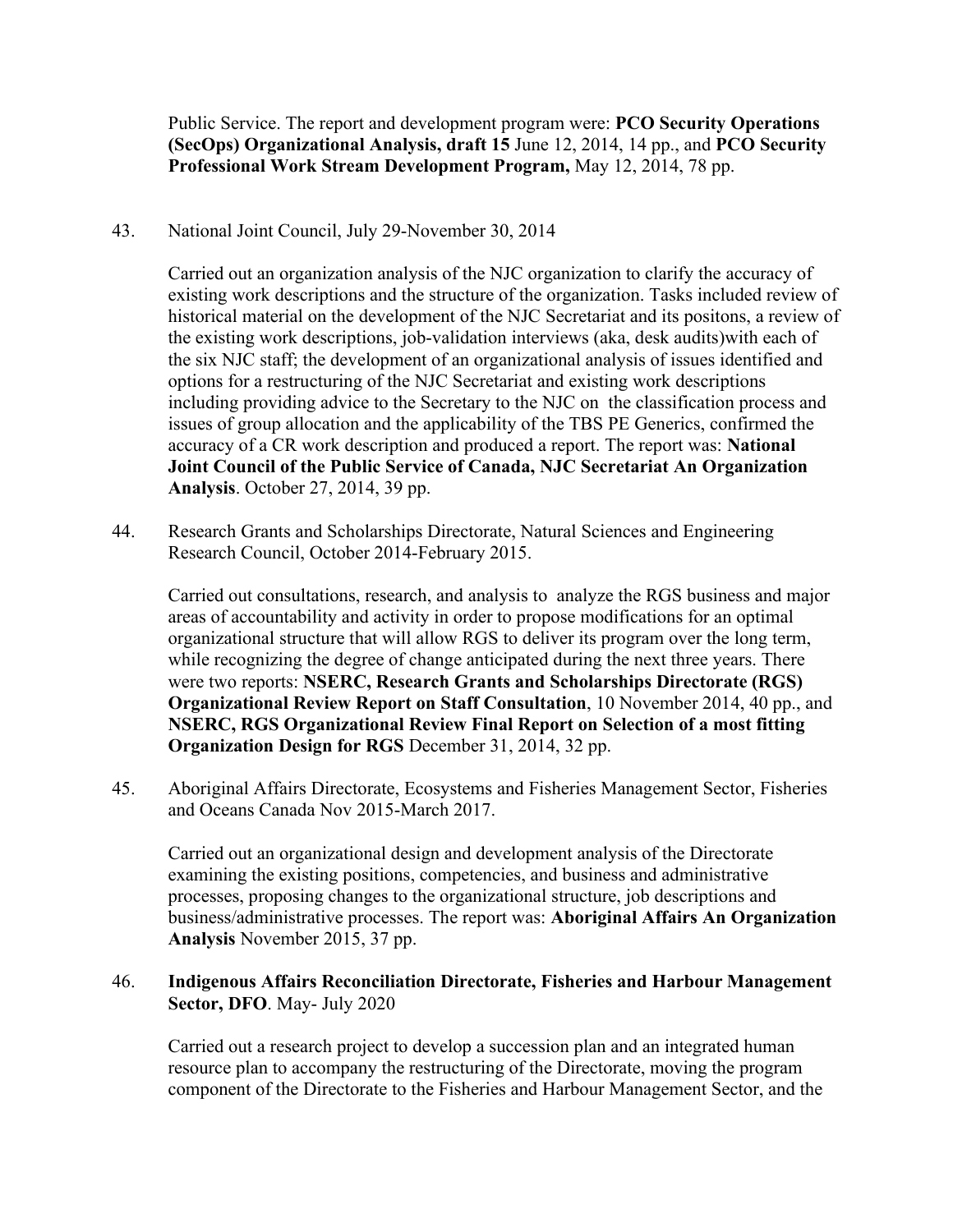Public Service. The report and development program were: **PCO Security Operations (SecOps) Organizational Analysis, draft 15** June 12, 2014, 14 pp., and **PCO Security Professional Work Stream Development Program,** May 12, 2014, 78 pp.

43. National Joint Council, July 29-November 30, 2014

    Carried out an organization analysis of the NJC organization to clarify the accuracy of existing work descriptions and the structure of the organization. Tasks included review of historical material on the development of the NJC Secretariat and its positons, a review of the existing work descriptions, job-validation interviews (aka, desk audits)with each of the six NJC staff; the development of an organizational analysis of issues identified and options for a restructuring of the NJC Secretariat and existing work descriptions including providing advice to the Secretary to the NJC on the classification process and issues of group allocation and the applicability of the TBS PE Generics, confirmed the accuracy of a CR work description and produced a report. The report was: **National Joint Council of the Public Service of Canada, NJC Secretariat An Organization Analysis**. October 27, 2014, 39 pp.

44. Research Grants and Scholarships Directorate, Natural Sciences and Engineering Research Council, October 2014-February 2015.

    Carried out consultations, research, and analysis to analyze the RGS business and major areas of accountability and activity in order to propose modifications for an optimal organizational structure that will allow RGS to deliver its program over the long term, while recognizing the degree of change anticipated during the next three years. There were two reports: **NSERC, Research Grants and Scholarships Directorate (RGS) Organizational Review Report on Staff Consultation**, 10 November 2014, 40 pp., and **NSERC, RGS Organizational Review Final Report on Selection of a most fitting Organization Design for RGS** December 31, 2014, 32 pp.

45. Aboriginal Affairs Directorate, Ecosystems and Fisheries Management Sector, Fisheries and Oceans Canada Nov 2015-March 2017.

    Carried out an organizational design and development analysis of the Directorate examining the existing positions, competencies, and business and administrative processes, proposing changes to the organizational structure, job descriptions and business/administrative processes. The report was: **Aboriginal Affairs An Organization Analysis** November 2015, 37 pp.

46. **Indigenous Affairs Reconciliation Directorate, Fisheries and Harbour Management Sector, DFO**. May- July 2020

    Carried out a research project to develop a succession plan and an integrated human resource plan to accompany the restructuring of the Directorate, moving the program component of the Directorate to the Fisheries and Harbour Management Sector, and the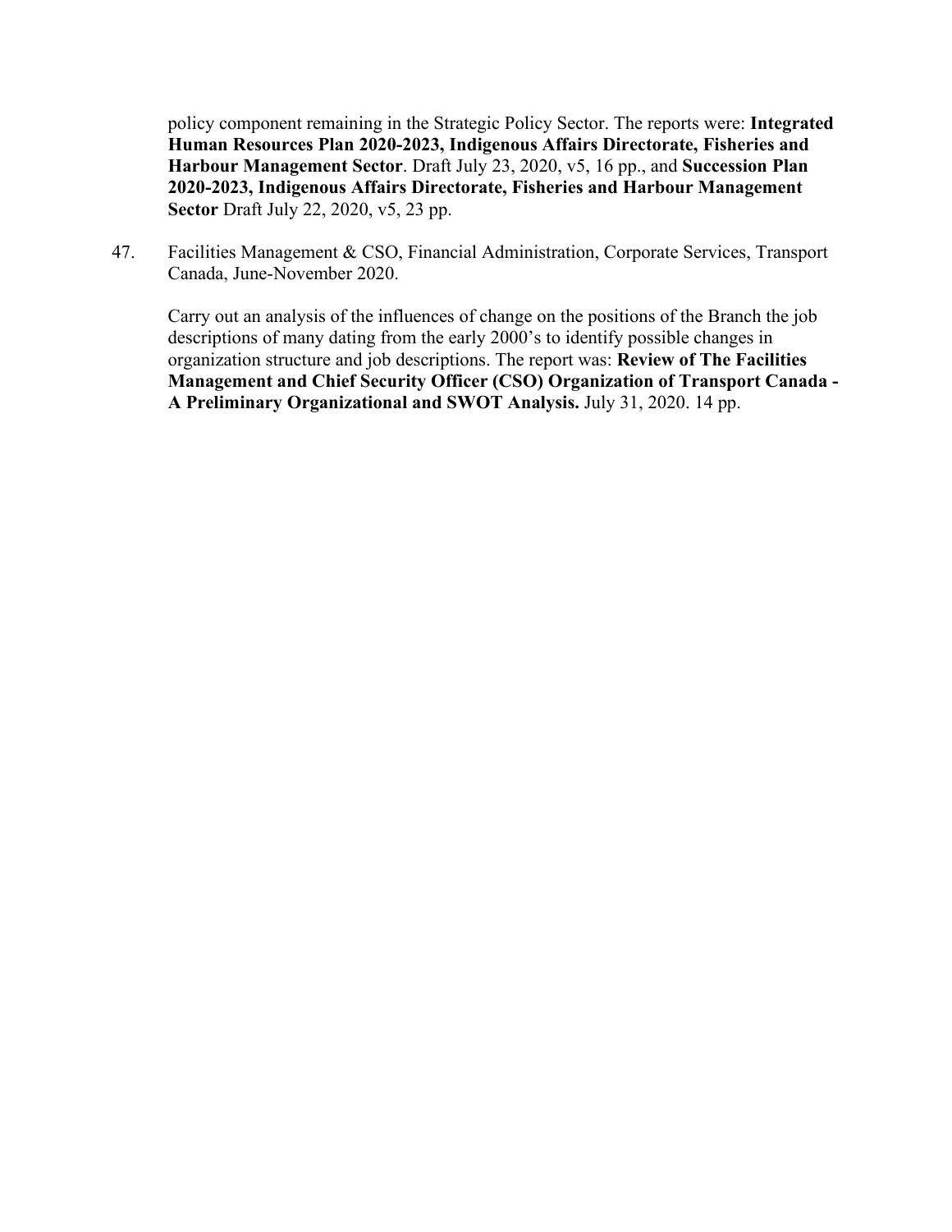policy component remaining in the Strategic Policy Sector. The reports were: **Integrated Human Resources Plan 2020-2023, Indigenous Affairs Directorate, Fisheries and Harbour Management Sector**. Draft July 23, 2020, v5, 16 pp., and **Succession Plan 2020-2023, Indigenous Affairs Directorate, Fisheries and Harbour Management Sector** Draft July 22, 2020, v5, 23 pp.

47. Facilities Management & CSO, Financial Administration, Corporate Services, Transport Canada, June-November 2020.

    Carry out an analysis of the influences of change on the positions of the Branch the job descriptions of many dating from the early 2000's to identify possible changes in organization structure and job descriptions. The report was: **Review of The Facilities Management and Chief Security Officer (CSO) Organization of Transport Canada - A Preliminary Organizational and SWOT Analysis.** July 31, 2020. 14 pp.